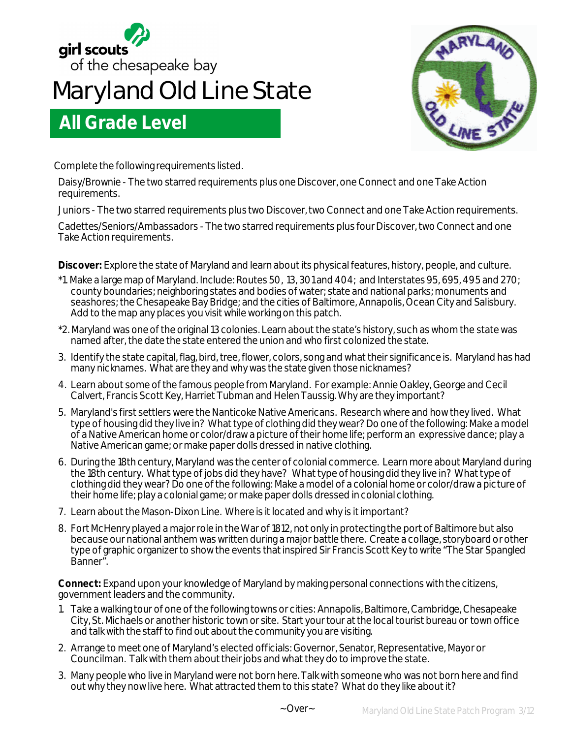girl scouts
of the chesapeake bay

# Maryland Old Line State

## All Grade Level

Complete the following requirements listed.

Daisy/Brownie - The two starred requirements plus one Discover, one Connect and one Take Action requirements.

Juniors - The two starred requirements plus two Discover, two Connect and one Take Action requirements.

Cadettes/Seniors/Ambassadors - The two starred requirements plus four Discover, two Connect and one Take Action requirements.

**Discover:** Explore the state of Maryland and learn about its physical features, history, people, and culture.

*1. Make a large map of Maryland. Include: Routes 50, 13, 301 and 404; and Interstates 95, 695, 495 and 270; county boundaries; neighboring states and bodies of water; state and national parks; monuments and seashores; the Chesapeake Bay Bridge; and the cities of Baltimore, Annapolis, Ocean City and Salisbury. Add to the map any places you visit while working on this patch.

*2. Maryland was one of the original 13 colonies. Learn about the state's history, such as whom the state was named after, the date the state entered the union and who first colonized the state.

3. Identify the state capital, flag, bird, tree, flower, colors, song and what their significance is. Maryland has had many nicknames. What are they and why was the state given those nicknames?
4. Learn about some of the famous people from Maryland. For example: Annie Oakley, George and Cecil Calvert, Francis Scott Key, Harriet Tubman and Helen Taussig. Why are they important?
5. Maryland's first settlers were the Nanticoke Native Americans. Research where and how they lived. What type of housing did they live in? What type of clothing did they wear? Do one of the following: Make a model of a Native American home or color/draw a picture of their home life; perform an expressive dance; play a Native American game; or make paper dolls dressed in native clothing.
6. During the 18th century, Maryland was the center of colonial commerce. Learn more about Maryland during the 18th century. What type of jobs did they have? What type of housing did they live in? What type of clothing did they wear? Do one of the following: Make a model of a colonial home or color/draw a picture of their home life; play a colonial game; or make paper dolls dressed in colonial clothing.
7. Learn about the Mason-Dixon Line. Where is it located and why is it important?
8. Fort McHenry played a major role in the War of 1812, not only in protecting the port of Baltimore but also because our national anthem was written during a major battle there. Create a collage, storyboard or other type of graphic organizer to show the events that inspired Sir Francis Scott Key to write "The Star Spangled Banner".

**Connect:** Expand upon your knowledge of Maryland by making personal connections with the citizens, government leaders and the community.

1. Take a walking tour of one of the following towns or cities: Annapolis, Baltimore, Cambridge, Chesapeake City, St. Michaels or another historic town or site. Start your tour at the local tourist bureau or town office and talk with the staff to find out about the community you are visiting.
2. Arrange to meet one of Maryland's elected officials: Governor, Senator, Representative, Mayor or Councilman. Talk with them about their jobs and what they do to improve the state.
3. Many people who live in Maryland were not born here. Talk with someone who was not born here and find out why they now live here. What attracted them to this state? What do they like about it?

~Over~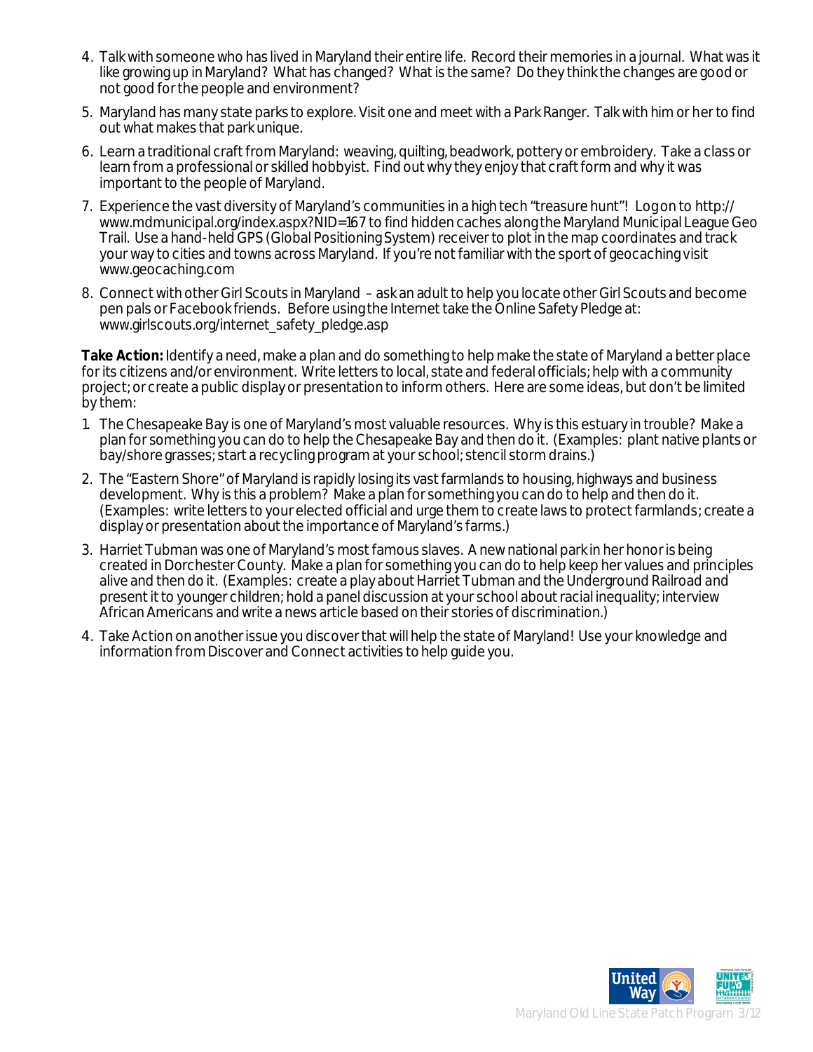4. Talk with someone who has lived in Maryland their entire life. Record their memories in a journal. What was it like growing up in Maryland? What has changed? What is the same? Do they think the changes are good or not good for the people and environment?
5. Maryland has many state parks to explore. Visit one and meet with a Park Ranger. Talk with him or her to find out what makes that park unique.
6. Learn a traditional craft from Maryland: weaving, quilting, beadwork, pottery or embroidery. Take a class or learn from a professional or skilled hobbyist. Find out why they enjoy that craft form and why it was important to the people of Maryland.
7. Experience the vast diversity of Maryland's communities in a high tech "treasure hunt"! Log on to http://www.mdmunicipal.org/index.aspx?NID=167 to find hidden caches along the Maryland Municipal League Geo Trail. Use a hand-held GPS (Global Positioning System) receiver to plot in the map coordinates and track your way to cities and towns across Maryland. If you're not familiar with the sport of geocaching visit www.geocaching.com
8. Connect with other Girl Scouts in Maryland – ask an adult to help you locate other Girl Scouts and become pen pals or Facebook friends. Before using the Internet take the Online Safety Pledge at: www.girlscouts.org/internet_safety_pledge.asp

**Take Action:** Identify a need, make a plan and do something to help make the state of Maryland a better place for its citizens and/or environment. Write letters to local, state and federal officials; help with a community project; or create a public display or presentation to inform others. Here are some ideas, but don't be limited by them:

1. The Chesapeake Bay is one of Maryland's most valuable resources. Why is this estuary in trouble? Make a plan for something you can do to help the Chesapeake Bay and then do it. (Examples: plant native plants or bay/shore grasses; start a recycling program at your school; stencil storm drains.)
2. The "Eastern Shore" of Maryland is rapidly losing its vast farmlands to housing, highways and business development. Why is this a problem? Make a plan for something you can do to help and then do it. (Examples: write letters to your elected official and urge them to create laws to protect farmlands; create a display or presentation about the importance of Maryland's farms.)
3. Harriet Tubman was one of Maryland's most famous slaves. A new national park in her honor is being created in Dorchester County. Make a plan for something you can do to help keep her values and principles alive and then do it. (Examples: create a play about Harriet Tubman and the Underground Railroad and present it to younger children; hold a panel discussion at your school about racial inequality; interview African Americans and write a news article based on their stories of discrimination.)
4. Take Action on another issue you discover that will help the state of Maryland! Use your knowledge and information from Discover and Connect activities to help guide you.